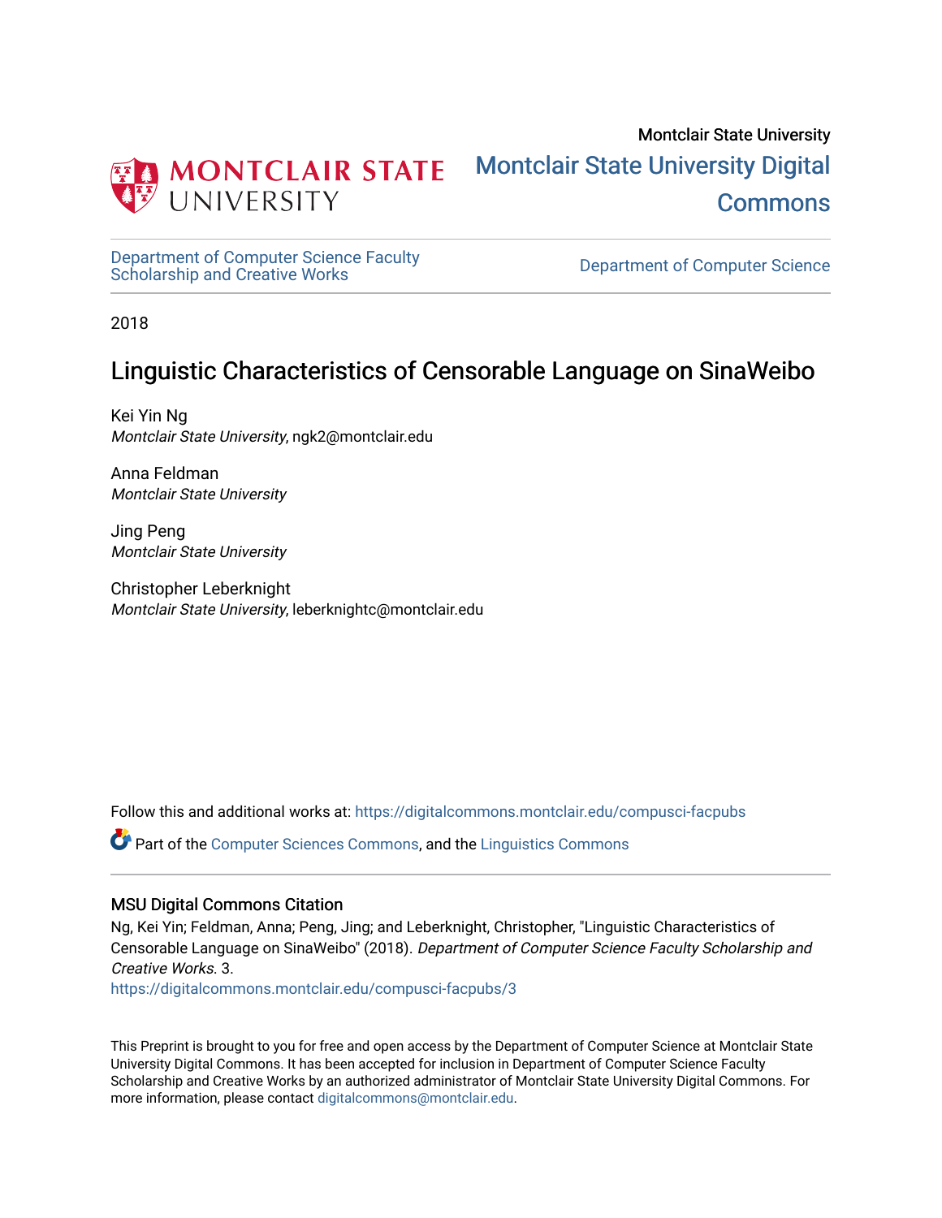Montclair State University

Montclair State University Digital Commons

Department of Computer Science Faculty Scholarship and Creative Works

Department of Computer Science

2018

# Linguistic Characteristics of Censorable Language on SinaWeibo

Kei Yin Ng
*Montclair State University*, ngk2@montclair.edu

Anna Feldman
*Montclair State University*

Jing Peng
*Montclair State University*

Christopher Leberknight
*Montclair State University*, leberknightc@montclair.edu

Follow this and additional works at: https://digitalcommons.montclair.edu/compusci-facpubs

Part of the Computer Sciences Commons, and the Linguistics Commons

### MSU Digital Commons Citation

Ng, Kei Yin; Feldman, Anna; Peng, Jing; and Leberknight, Christopher, "Linguistic Characteristics of Censorable Language on SinaWeibo" (2018). *Department of Computer Science Faculty Scholarship and Creative Works.* 3.
https://digitalcommons.montclair.edu/compusci-facpubs/3

This Preprint is brought to you for free and open access by the Department of Computer Science at Montclair State University Digital Commons. It has been accepted for inclusion in Department of Computer Science Faculty Scholarship and Creative Works by an authorized administrator of Montclair State University Digital Commons. For more information, please contact digitalcommons@montclair.edu.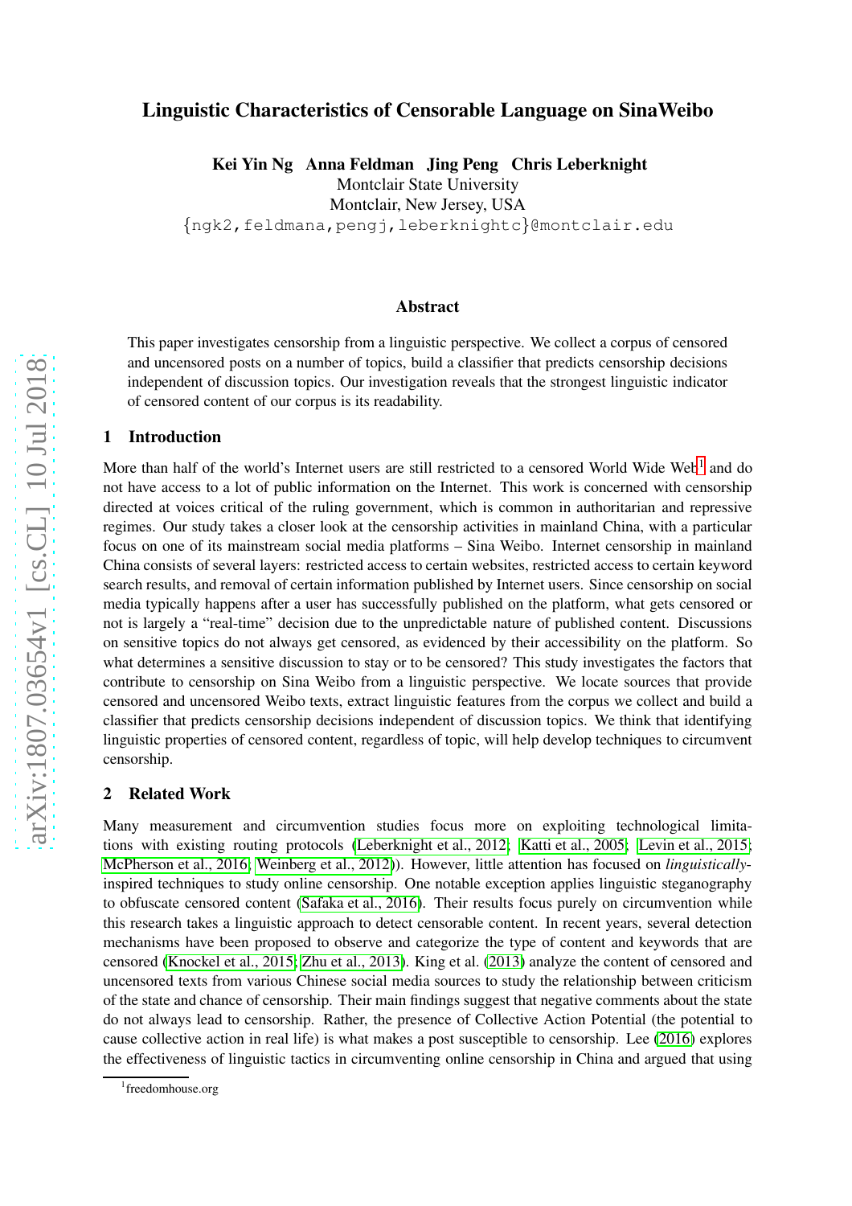# Linguistic Characteristics of Censorable Language on SinaWeibo

**Kei Yin Ng Anna Feldman Jing Peng Chris Leberknight**
Montclair State University
Montclair, New Jersey, USA
{ngk2,feldmana,pengj,leberknightc}@montclair.edu

## Abstract

This paper investigates censorship from a linguistic perspective. We collect a corpus of censored and uncensored posts on a number of topics, build a classifier that predicts censorship decisions independent of discussion topics. Our investigation reveals that the strongest linguistic indicator of censored content of our corpus is its readability.

## 1 Introduction

More than half of the world's Internet users are still restricted to a censored World Wide Web[1] and do not have access to a lot of public information on the Internet. This work is concerned with censorship directed at voices critical of the ruling government, which is common in authoritarian and repressive regimes. Our study takes a closer look at the censorship activities in mainland China, with a particular focus on one of its mainstream social media platforms – Sina Weibo. Internet censorship in mainland China consists of several layers: restricted access to certain websites, restricted access to certain keyword search results, and removal of certain information published by Internet users. Since censorship on social media typically happens after a user has successfully published on the platform, what gets censored or not is largely a "real-time" decision due to the unpredictable nature of published content. Discussions on sensitive topics do not always get censored, as evidenced by their accessibility on the platform. So what determines a sensitive discussion to stay or to be censored? This study investigates the factors that contribute to censorship on Sina Weibo from a linguistic perspective. We locate sources that provide censored and uncensored Weibo texts, extract linguistic features from the corpus we collect and build a classifier that predicts censorship decisions independent of discussion topics. We think that identifying linguistic properties of censored content, regardless of topic, will help develop techniques to circumvent censorship.

## 2 Related Work

Many measurement and circumvention studies focus more on exploiting technological limitations with existing routing protocols (Leberknight et al., 2012; Katti et al., 2005; Levin et al., 2015; McPherson et al., 2016; Weinberg et al., 2012)). However, little attention has focused on *linguistically*-inspired techniques to study online censorship. One notable exception applies linguistic steganography to obfuscate censored content (Safaka et al., 2016). Their results focus purely on circumvention while this research takes a linguistic approach to detect censorable content. In recent years, several detection mechanisms have been proposed to observe and categorize the type of content and keywords that are censored (Knockel et al., 2015; Zhu et al., 2013). King et al. (2013) analyze the content of censored and uncensored texts from various Chinese social media sources to study the relationship between criticism of the state and chance of censorship. Their main findings suggest that negative comments about the state do not always lead to censorship. Rather, the presence of Collective Action Potential (the potential to cause collective action in real life) is what makes a post susceptible to censorship. Lee (2016) explores the effectiveness of linguistic tactics in circumventing online censorship in China and argued that using

[1] freedomhouse.org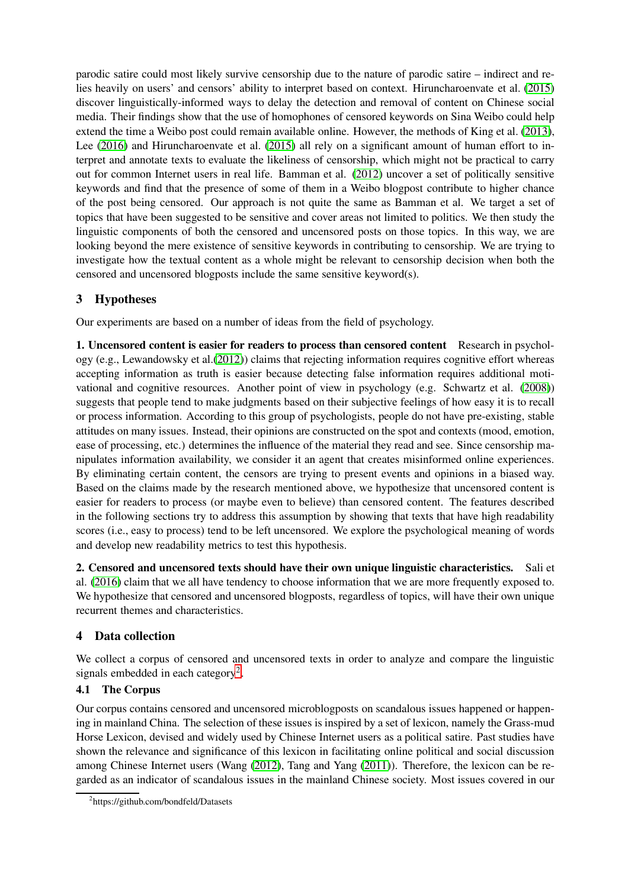parodic satire could most likely survive censorship due to the nature of parodic satire – indirect and relies heavily on users' and censors' ability to interpret based on context. Hiruncharoenvate et al. (2015) discover linguistically-informed ways to delay the detection and removal of content on Chinese social media. Their findings show that the use of homophones of censored keywords on Sina Weibo could help extend the time a Weibo post could remain available online. However, the methods of King et al. (2013), Lee (2016) and Hiruncharoenvate et al. (2015) all rely on a significant amount of human effort to interpret and annotate texts to evaluate the likeliness of censorship, which might not be practical to carry out for common Internet users in real life. Bamman et al. (2012) uncover a set of politically sensitive keywords and find that the presence of some of them in a Weibo blogpost contribute to higher chance of the post being censored. Our approach is not quite the same as Bamman et al. We target a set of topics that have been suggested to be sensitive and cover areas not limited to politics. We then study the linguistic components of both the censored and uncensored posts on those topics. In this way, we are looking beyond the mere existence of sensitive keywords in contributing to censorship. We are trying to investigate how the textual content as a whole might be relevant to censorship decision when both the censored and uncensored blogposts include the same sensitive keyword(s).

## 3 Hypotheses

Our experiments are based on a number of ideas from the field of psychology.

**1. Uncensored content is easier for readers to process than censored content** Research in psychology (e.g., Lewandowsky et al.(2012)) claims that rejecting information requires cognitive effort whereas accepting information as truth is easier because detecting false information requires additional motivational and cognitive resources. Another point of view in psychology (e.g. Schwartz et al. (2008)) suggests that people tend to make judgments based on their subjective feelings of how easy it is to recall or process information. According to this group of psychologists, people do not have pre-existing, stable attitudes on many issues. Instead, their opinions are constructed on the spot and contexts (mood, emotion, ease of processing, etc.) determines the influence of the material they read and see. Since censorship manipulates information availability, we consider it an agent that creates misinformed online experiences. By eliminating certain content, the censors are trying to present events and opinions in a biased way. Based on the claims made by the research mentioned above, we hypothesize that uncensored content is easier for readers to process (or maybe even to believe) than censored content. The features described in the following sections try to address this assumption by showing that texts that have high readability scores (i.e., easy to process) tend to be left uncensored. We explore the psychological meaning of words and develop new readability metrics to test this hypothesis.

**2. Censored and uncensored texts should have their own unique linguistic characteristics.** Sali et al. (2016) claim that we all have tendency to choose information that we are more frequently exposed to. We hypothesize that censored and uncensored blogposts, regardless of topics, will have their own unique recurrent themes and characteristics.

## 4 Data collection

We collect a corpus of censored and uncensored texts in order to analyze and compare the linguistic signals embedded in each category[2].

### 4.1 The Corpus

Our corpus contains censored and uncensored microblogposts on scandalous issues happened or happening in mainland China. The selection of these issues is inspired by a set of lexicon, namely the Grass-mud Horse Lexicon, devised and widely used by Chinese Internet users as a political satire. Past studies have shown the relevance and significance of this lexicon in facilitating online political and social discussion among Chinese Internet users (Wang (2012), Tang and Yang (2011)). Therefore, the lexicon can be regarded as an indicator of scandalous issues in the mainland Chinese society. Most issues covered in our

[2] https://github.com/bondfeld/Datasets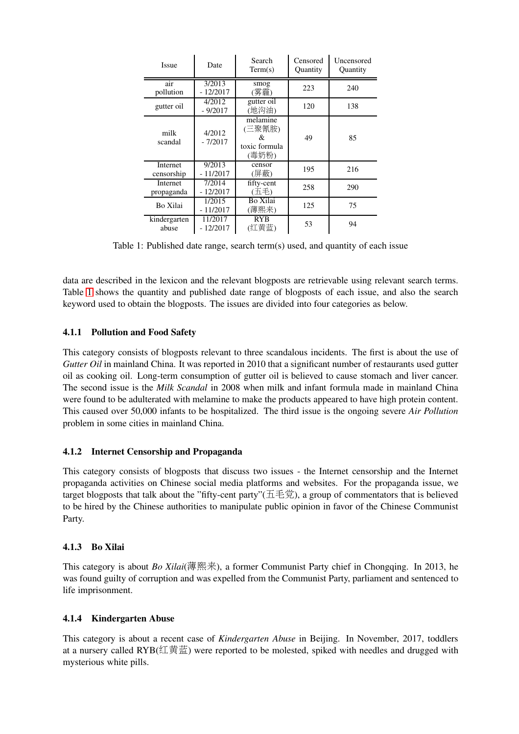| Issue | Date | Search Term(s) | Censored Quantity | Uncensored Quantity |
| --- | --- | --- | --- | --- |
| air pollution | 3/2013 - 12/2017 | smog (雾霾) | 223 | 240 |
| gutter oil | 4/2012 - 9/2017 | gutter oil (地沟油) | 120 | 138 |
| milk scandal | 4/2012 - 7/2017 | melamine (三聚氰胺) & toxic formula (毒奶粉) | 49 | 85 |
| Internet censorship | 9/2013 - 11/2017 | censor (屏蔽) | 195 | 216 |
| Internet propaganda | 7/2014 - 12/2017 | fifty-cent (五毛) | 258 | 290 |
| Bo Xilai | 1/2015 - 11/2017 | Bo Xilai (薄熙来) | 125 | 75 |
| kindergarten abuse | 11/2017 - 12/2017 | RYB (红黄蓝) | 53 | 94 |

Table 1: Published date range, search term(s) used, and quantity of each issue

data are described in the lexicon and the relevant blogposts are retrievable using relevant search terms. Table 1 shows the quantity and published date range of blogposts of each issue, and also the search keyword used to obtain the blogposts. The issues are divided into four categories as below.

### 4.1.1 Pollution and Food Safety

This category consists of blogposts relevant to three scandalous incidents. The first is about the use of *Gutter Oil* in mainland China. It was reported in 2010 that a significant number of restaurants used gutter oil as cooking oil. Long-term consumption of gutter oil is believed to cause stomach and liver cancer. The second issue is the *Milk Scandal* in 2008 when milk and infant formula made in mainland China were found to be adulterated with melamine to make the products appeared to have high protein content. This caused over 50,000 infants to be hospitalized. The third issue is the ongoing severe *Air Pollution* problem in some cities in mainland China.

### 4.1.2 Internet Censorship and Propaganda

This category consists of blogposts that discuss two issues - the Internet censorship and the Internet propaganda activities on Chinese social media platforms and websites. For the propaganda issue, we target blogposts that talk about the "fifty-cent party"(五毛党), a group of commentators that is believed to be hired by the Chinese authorities to manipulate public opinion in favor of the Chinese Communist Party.

### 4.1.3 Bo Xilai

This category is about *Bo Xilai*(薄熙来), a former Communist Party chief in Chongqing. In 2013, he was found guilty of corruption and was expelled from the Communist Party, parliament and sentenced to life imprisonment.

### 4.1.4 Kindergarten Abuse

This category is about a recent case of *Kindergarten Abuse* in Beijing. In November, 2017, toddlers at a nursery called RYB(红黄蓝) were reported to be molested, spiked with needles and drugged with mysterious white pills.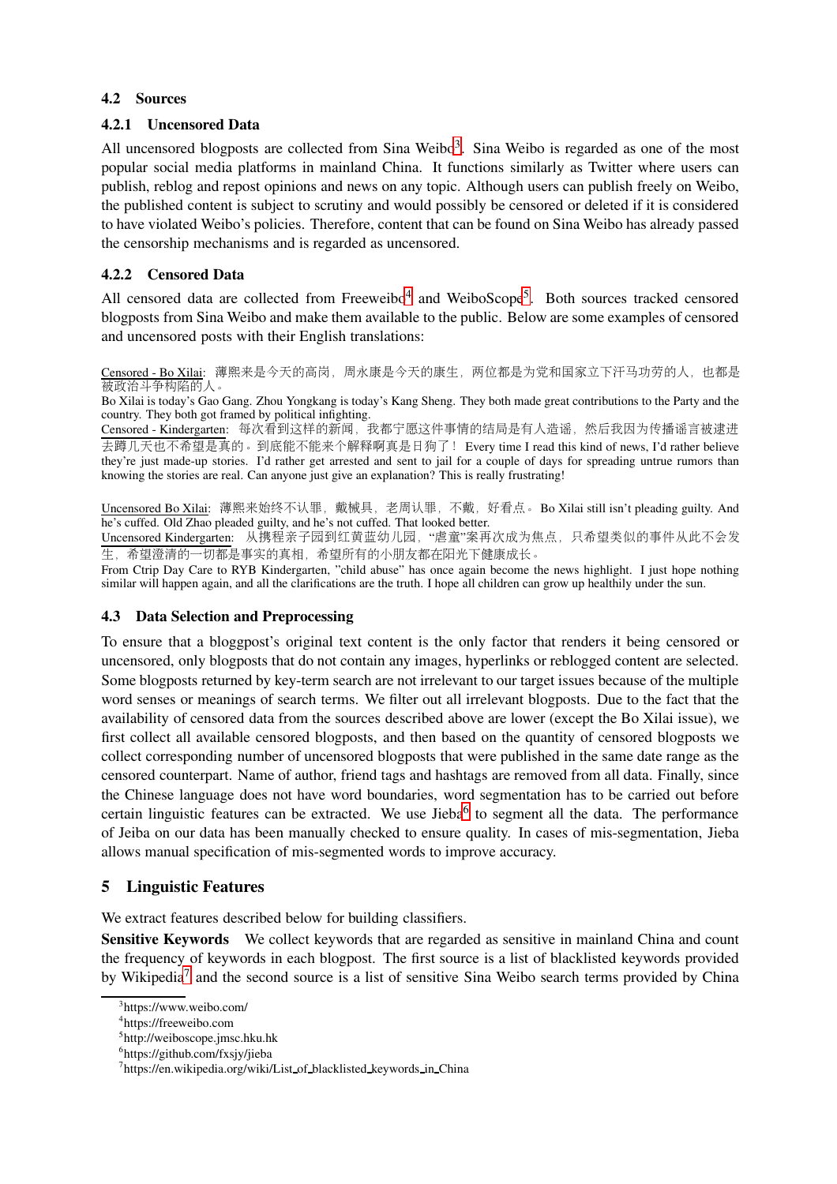### 4.2 Sources

#### 4.2.1 Uncensored Data

All uncensored blogposts are collected from Sina Weibo[3]. Sina Weibo is regarded as one of the most popular social media platforms in mainland China. It functions similarly as Twitter where users can publish, reblog and repost opinions and news on any topic. Although users can publish freely on Weibo, the published content is subject to scrutiny and would possibly be censored or deleted if it is considered to have violated Weibo's policies. Therefore, content that can be found on Sina Weibo has already passed the censorship mechanisms and is regarded as uncensored.

#### 4.2.2 Censored Data

All censored data are collected from Freeweibo[4] and WeiboScope[5]. Both sources tracked censored blogposts from Sina Weibo and make them available to the public. Below are some examples of censored and uncensored posts with their English translations:

Censored - Bo Xilai: 薄熙来是今天的高岗，周永康是今天的康生，两位都是为党和国家立下汗马功劳的人，也都是被政治斗争构陷的人。
Bo Xilai is today's Gao Gang. Zhou Yongkang is today's Kang Sheng. They both made great contributions to the Party and the country. They both got framed by political infighting.
Censored - Kindergarten: 每次看到这样的新闻，我都宁愿这件事情的结局是有人造谣，然后我因为传播谣言被逮进去蹲几天也不希望是真的。到底能不能来个解释啊真是日狗了！ Every time I read this kind of news, I'd rather believe they're just made-up stories. I'd rather get arrested and sent to jail for a couple of days for spreading untrue rumors than knowing the stories are real. Can anyone just give an explanation? This is really frustrating!

Uncensored Bo Xilai: 薄熙来始终不认罪，戴械具，老周认罪，不戴，好看点。 Bo Xilai still isn't pleading guilty. And he's cuffed. Old Zhao pleaded guilty, and he's not cuffed. That looked better.
Uncensored Kindergarten: 从携程亲子园到红黄蓝幼儿园，"虐童"案再次成为焦点，只希望类似的事件从此不会发生，希望澄清的一切都是事实的真相，希望所有的小朋友都在阳光下健康成长。
From Ctrip Day Care to RYB Kindergarten, "child abuse" has once again become the news highlight. I just hope nothing similar will happen again, and all the clarifications are the truth. I hope all children can grow up healthily under the sun.

### 4.3 Data Selection and Preprocessing

To ensure that a bloggpost's original text content is the only factor that renders it being censored or uncensored, only blogposts that do not contain any images, hyperlinks or reblogged content are selected. Some blogposts returned by key-term search are not irrelevant to our target issues because of the multiple word senses or meanings of search terms. We filter out all irrelevant blogposts. Due to the fact that the availability of censored data from the sources described above are lower (except the Bo Xilai issue), we first collect all available censored blogposts, and then based on the quantity of censored blogposts we collect corresponding number of uncensored blogposts that were published in the same date range as the censored counterpart. Name of author, friend tags and hashtags are removed from all data. Finally, since the Chinese language does not have word boundaries, word segmentation has to be carried out before certain linguistic features can be extracted. We use Jieba[6] to segment all the data. The performance of Jieba on our data has been manually checked to ensure quality. In cases of mis-segmentation, Jieba allows manual specification of mis-segmented words to improve accuracy.

## 5 Linguistic Features

We extract features described below for building classifiers.

**Sensitive Keywords** We collect keywords that are regarded as sensitive in mainland China and count the frequency of keywords in each blogpost. The first source is a list of blacklisted keywords provided by Wikipedia[7] and the second source is a list of sensitive Sina Weibo search terms provided by China

[3] https://www.weibo.com/
[4] https://freeweibo.com
[5] http://weiboscope.jmsc.hku.hk
[6] https://github.com/fxsjy/jieba
[7] https://en.wikipedia.org/wiki/List_of_blacklisted_keywords_in_China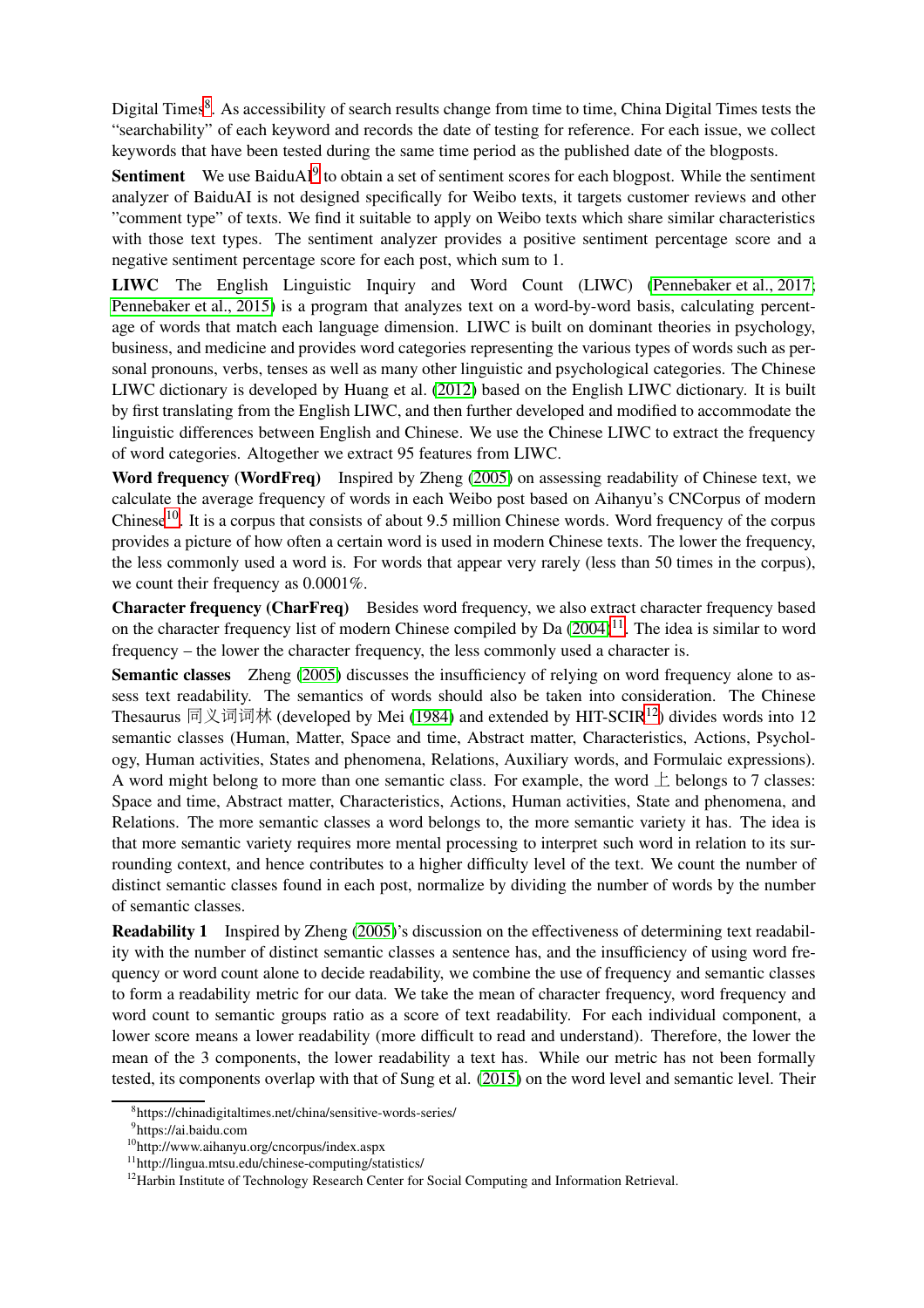Digital Times[8]. As accessibility of search results change from time to time, China Digital Times tests the "searchability" of each keyword and records the date of testing for reference. For each issue, we collect keywords that have been tested during the same time period as the published date of the blogposts.

**Sentiment** We use BaiduAI[9] to obtain a set of sentiment scores for each blogpost. While the sentiment analyzer of BaiduAI is not designed specifically for Weibo texts, it targets customer reviews and other "comment type" of texts. We find it suitable to apply on Weibo texts which share similar characteristics with those text types. The sentiment analyzer provides a positive sentiment percentage score and a negative sentiment percentage score for each post, which sum to 1.

**LIWC** The English Linguistic Inquiry and Word Count (LIWC) (Pennebaker et al., 2017; Pennebaker et al., 2015) is a program that analyzes text on a word-by-word basis, calculating percentage of words that match each language dimension. LIWC is built on dominant theories in psychology, business, and medicine and provides word categories representing the various types of words such as personal pronouns, verbs, tenses as well as many other linguistic and psychological categories. The Chinese LIWC dictionary is developed by Huang et al. (2012) based on the English LIWC dictionary. It is built by first translating from the English LIWC, and then further developed and modified to accommodate the linguistic differences between English and Chinese. We use the Chinese LIWC to extract the frequency of word categories. Altogether we extract 95 features from LIWC.

**Word frequency (WordFreq)** Inspired by Zheng (2005) on assessing readability of Chinese text, we calculate the average frequency of words in each Weibo post based on Aihanyu's CNCorpus of modern Chinese[10]. It is a corpus that consists of about 9.5 million Chinese words. Word frequency of the corpus provides a picture of how often a certain word is used in modern Chinese texts. The lower the frequency, the less commonly used a word is. For words that appear very rarely (less than 50 times in the corpus), we count their frequency as 0.0001%.

**Character frequency (CharFreq)** Besides word frequency, we also extract character frequency based on the character frequency list of modern Chinese compiled by Da (2004)[11]. The idea is similar to word frequency – the lower the character frequency, the less commonly used a character is.

**Semantic classes** Zheng (2005) discusses the insufficiency of relying on word frequency alone to assess text readability. The semantics of words should also be taken into consideration. The Chinese Thesaurus 同义词词林 (developed by Mei (1984) and extended by HIT-SCIR[12]) divides words into 12 semantic classes (Human, Matter, Space and time, Abstract matter, Characteristics, Actions, Psychology, Human activities, States and phenomena, Relations, Auxiliary words, and Formulaic expressions). A word might belong to more than one semantic class. For example, the word 上 belongs to 7 classes: Space and time, Abstract matter, Characteristics, Actions, Human activities, State and phenomena, and Relations. The more semantic classes a word belongs to, the more semantic variety it has. The idea is that more semantic variety requires more mental processing to interpret such word in relation to its surrounding context, and hence contributes to a higher difficulty level of the text. We count the number of distinct semantic classes found in each post, normalize by dividing the number of words by the number of semantic classes.

**Readability 1** Inspired by Zheng (2005)'s discussion on the effectiveness of determining text readability with the number of distinct semantic classes a sentence has, and the insufficiency of using word frequency or word count alone to decide readability, we combine the use of frequency and semantic classes to form a readability metric for our data. We take the mean of character frequency, word frequency and word count to semantic groups ratio as a score of text readability. For each individual component, a lower score means a lower readability (more difficult to read and understand). Therefore, the lower the mean of the 3 components, the lower readability a text has. While our metric has not been formally tested, its components overlap with that of Sung et al. (2015) on the word level and semantic level. Their

[8] https://chinadigitaltimes.net/china/sensitive-words-series/

[9] https://ai.baidu.com

[10] http://www.aihanyu.org/cncorpus/index.aspx

[11] http://lingua.mtsu.edu/chinese-computing/statistics/

[12] Harbin Institute of Technology Research Center for Social Computing and Information Retrieval.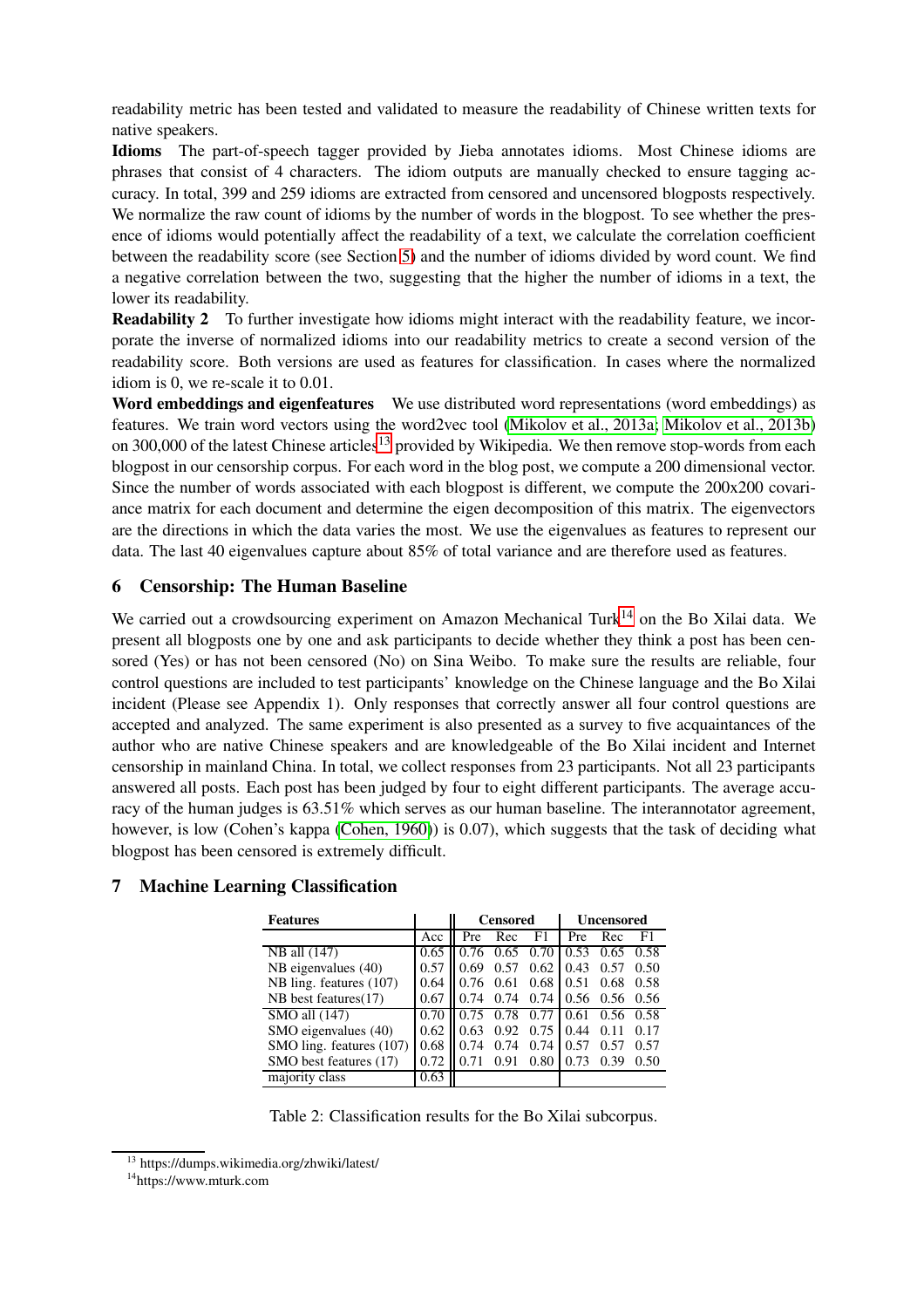readability metric has been tested and validated to measure the readability of Chinese written texts for native speakers.

**Idioms** The part-of-speech tagger provided by Jieba annotates idioms. Most Chinese idioms are phrases that consist of 4 characters. The idiom outputs are manually checked to ensure tagging accuracy. In total, 399 and 259 idioms are extracted from censored and uncensored blogposts respectively. We normalize the raw count of idioms by the number of words in the blogpost. To see whether the presence of idioms would potentially affect the readability of a text, we calculate the correlation coefficient between the readability score (see Section 5) and the number of idioms divided by word count. We find a negative correlation between the two, suggesting that the higher the number of idioms in a text, the lower its readability.

**Readability 2** To further investigate how idioms might interact with the readability feature, we incorporate the inverse of normalized idioms into our readability metrics to create a second version of the readability score. Both versions are used as features for classification. In cases where the normalized idiom is 0, we re-scale it to 0.01.

**Word embeddings and eigenfeatures** We use distributed word representations (word embeddings) as features. We train word vectors using the word2vec tool (Mikolov et al., 2013a; Mikolov et al., 2013b) on 300,000 of the latest Chinese articles[13] provided by Wikipedia. We then remove stop-words from each blogpost in our censorship corpus. For each word in the blog post, we compute a 200 dimensional vector. Since the number of words associated with each blogpost is different, we compute the 200x200 covariance matrix for each document and determine the eigen decomposition of this matrix. The eigenvectors are the directions in which the data varies the most. We use the eigenvalues as features to represent our data. The last 40 eigenvalues capture about 85% of total variance and are therefore used as features.

## 6 Censorship: The Human Baseline

We carried out a crowdsourcing experiment on Amazon Mechanical Turk[14] on the Bo Xilai data. We present all blogposts one by one and ask participants to decide whether they think a post has been censored (Yes) or has not been censored (No) on Sina Weibo. To make sure the results are reliable, four control questions are included to test participants' knowledge on the Chinese language and the Bo Xilai incident (Please see Appendix 1). Only responses that correctly answer all four control questions are accepted and analyzed. The same experiment is also presented as a survey to five acquaintances of the author who are native Chinese speakers and are knowledgeable of the Bo Xilai incident and Internet censorship in mainland China. In total, we collect responses from 23 participants. Not all 23 participants answered all posts. Each post has been judged by four to eight different participants. The average accuracy of the human judges is 63.51% which serves as our human baseline. The interannotator agreement, however, is low (Cohen's kappa (Cohen, 1960)) is 0.07), which suggests that the task of deciding what blogpost has been censored is extremely difficult.

## 7 Machine Learning Classification

| Features | | Censored | | | Uncensored | | |
|---|---|---|---|---|---|---|---|
| | Acc | Pre | Rec | F1 | Pre | Rec | F1 |
| NB all (147) | 0.65 | 0.76 | 0.65 | 0.70 | 0.53 | 0.65 | 0.58 |
| NB eigenvalues (40) | 0.57 | 0.69 | 0.57 | 0.62 | 0.43 | 0.57 | 0.50 |
| NB ling. features (107) | 0.64 | 0.76 | 0.61 | 0.68 | 0.51 | 0.68 | 0.58 |
| NB best features(17) | 0.67 | 0.74 | 0.74 | 0.74 | 0.56 | 0.56 | 0.56 |
| SMO all (147) | 0.70 | 0.75 | 0.78 | 0.77 | 0.61 | 0.56 | 0.58 |
| SMO eigenvalues (40) | 0.62 | 0.63 | 0.92 | 0.75 | 0.44 | 0.11 | 0.17 |
| SMO ling. features (107) | 0.68 | 0.74 | 0.74 | 0.74 | 0.57 | 0.57 | 0.57 |
| SMO best features (17) | 0.72 | 0.71 | 0.91 | 0.80 | 0.73 | 0.39 | 0.50 |
| majority class | 0.63 | | | | | | |

Table 2: Classification results for the Bo Xilai subcorpus.

[13] https://dumps.wikimedia.org/zhwiki/latest/

[14] https://www.mturk.com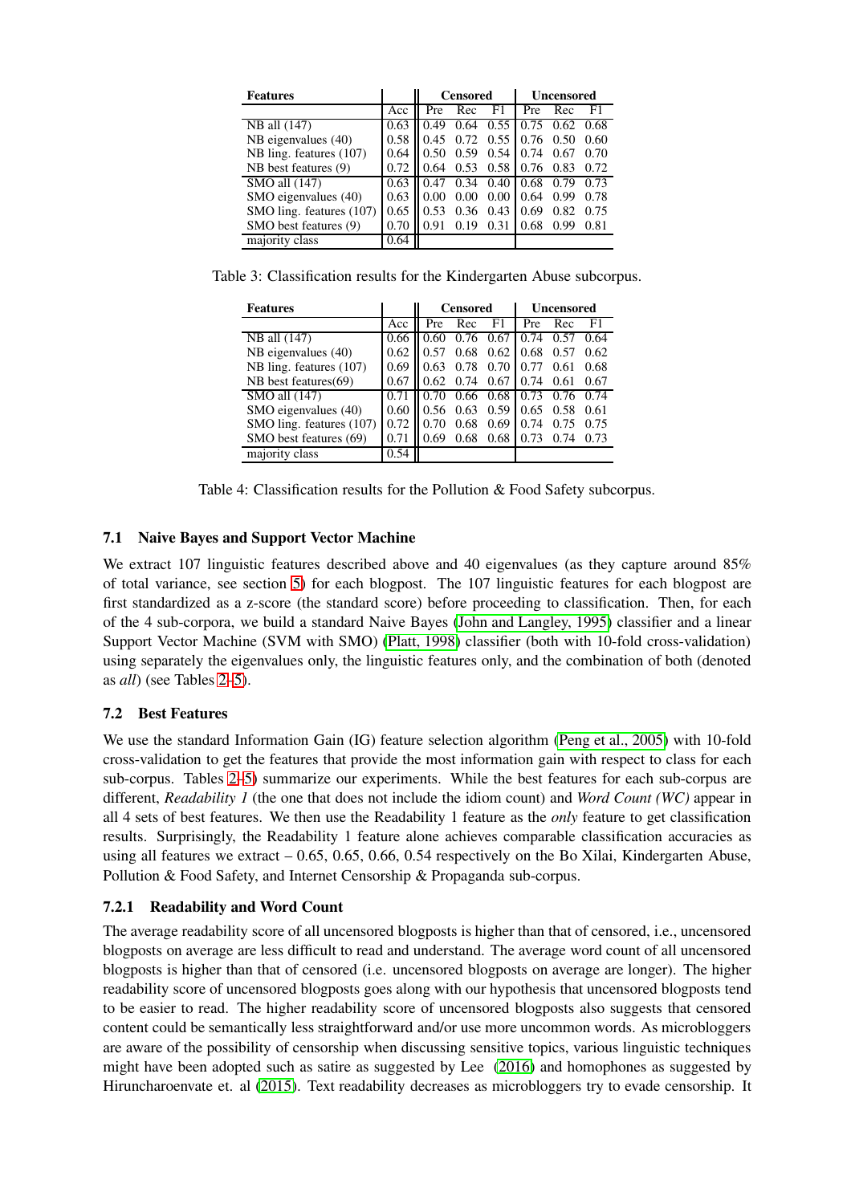| Features | | Censored | | | Uncensored | | |
|---|---|---|---|---|---|---|---|
| | Acc | Pre | Rec | F1 | Pre | Rec | F1 |
| NB all (147) | 0.63 | 0.49 | 0.64 | 0.55 | 0.75 | 0.62 | 0.68 |
| NB eigenvalues (40) | 0.58 | 0.45 | 0.72 | 0.55 | 0.76 | 0.50 | 0.60 |
| NB ling. features (107) | 0.64 | 0.50 | 0.59 | 0.54 | 0.74 | 0.67 | 0.70 |
| NB best features (9) | 0.72 | 0.64 | 0.53 | 0.58 | 0.76 | 0.83 | 0.72 |
| SMO all (147) | 0.63 | 0.47 | 0.34 | 0.40 | 0.68 | 0.79 | 0.73 |
| SMO eigenvalues (40) | 0.63 | 0.00 | 0.00 | 0.00 | 0.64 | 0.99 | 0.78 |
| SMO ling. features (107) | 0.65 | 0.53 | 0.36 | 0.43 | 0.69 | 0.82 | 0.75 |
| SMO best features (9) | 0.70 | 0.91 | 0.19 | 0.31 | 0.68 | 0.99 | 0.81 |
| majority class | 0.64 | | | | | | |

Table 3: Classification results for the Kindergarten Abuse subcorpus.

| Features | | Censored | | | Uncensored | | |
|---|---|---|---|---|---|---|---|
| | Acc | Pre | Rec | F1 | Pre | Rec | F1 |
| NB all (147) | 0.66 | 0.60 | 0.76 | 0.67 | 0.74 | 0.57 | 0.64 |
| NB eigenvalues (40) | 0.62 | 0.57 | 0.68 | 0.62 | 0.68 | 0.57 | 0.62 |
| NB ling. features (107) | 0.69 | 0.63 | 0.78 | 0.70 | 0.77 | 0.61 | 0.68 |
| NB best features(69) | 0.67 | 0.62 | 0.74 | 0.67 | 0.74 | 0.61 | 0.67 |
| SMO all (147) | 0.71 | 0.70 | 0.66 | 0.68 | 0.73 | 0.76 | 0.74 |
| SMO eigenvalues (40) | 0.60 | 0.56 | 0.63 | 0.59 | 0.65 | 0.58 | 0.61 |
| SMO ling. features (107) | 0.72 | 0.70 | 0.68 | 0.69 | 0.74 | 0.75 | 0.75 |
| SMO best features (69) | 0.71 | 0.69 | 0.68 | 0.68 | 0.73 | 0.74 | 0.73 |
| majority class | 0.54 | | | | | | |

Table 4: Classification results for the Pollution & Food Safety subcorpus.

### 7.1 Naive Bayes and Support Vector Machine

We extract 107 linguistic features described above and 40 eigenvalues (as they capture around 85% of total variance, see section 5) for each blogpost. The 107 linguistic features for each blogpost are first standardized as a z-score (the standard score) before proceeding to classification. Then, for each of the 4 sub-corpora, we build a standard Naive Bayes (John and Langley, 1995) classifier and a linear Support Vector Machine (SVM with SMO) (Platt, 1998) classifier (both with 10-fold cross-validation) using separately the eigenvalues only, the linguistic features only, and the combination of both (denoted as *all*) (see Tables 2-5).

### 7.2 Best Features

We use the standard Information Gain (IG) feature selection algorithm (Peng et al., 2005) with 10-fold cross-validation to get the features that provide the most information gain with respect to class for each sub-corpus. Tables 2-5) summarize our experiments. While the best features for each sub-corpus are different, *Readability 1* (the one that does not include the idiom count) and *Word Count (WC)* appear in all 4 sets of best features. We then use the Readability 1 feature as the *only* feature to get classification results. Surprisingly, the Readability 1 feature alone achieves comparable classification accuracies as using all features we extract – 0.65, 0.65, 0.66, 0.54 respectively on the Bo Xilai, Kindergarten Abuse, Pollution & Food Safety, and Internet Censorship & Propaganda sub-corpus.

#### 7.2.1 Readability and Word Count

The average readability score of all uncensored blogposts is higher than that of censored, i.e., uncensored blogposts on average are less difficult to read and understand. The average word count of all uncensored blogposts is higher than that of censored (i.e. uncensored blogposts on average are longer). The higher readability score of uncensored blogposts goes along with our hypothesis that uncensored blogposts tend to be easier to read. The higher readability score of uncensored blogposts also suggests that censored content could be semantically less straightforward and/or use more uncommon words. As microbloggers are aware of the possibility of censorship when discussing sensitive topics, various linguistic techniques might have been adopted such as satire as suggested by Lee (2016) and homophones as suggested by Hiruncharoenvate et. al (2015). Text readability decreases as microbloggers try to evade censorship. It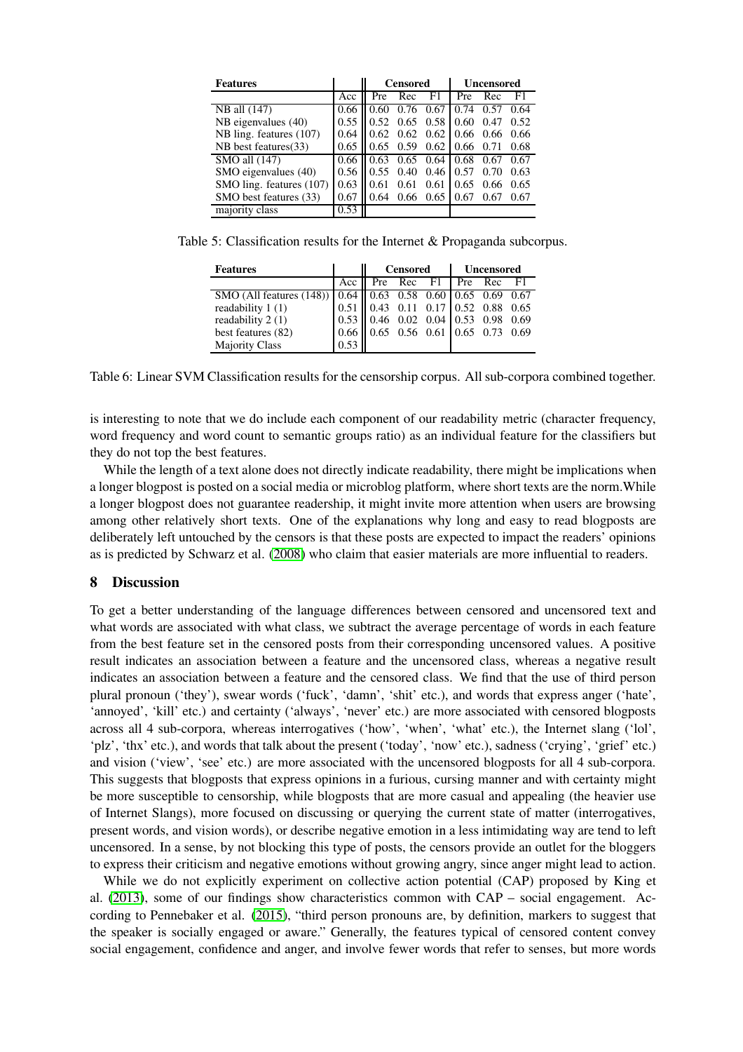| Features | | Censored | | | Uncensored | | |
|---|---|---|---|---|---|---|---|
| | Acc | Pre | Rec | F1 | Pre | Rec | F1 |
| NB all (147) | 0.66 | 0.60 | 0.76 | 0.67 | 0.74 | 0.57 | 0.64 |
| NB eigenvalues (40) | 0.55 | 0.52 | 0.65 | 0.58 | 0.60 | 0.47 | 0.52 |
| NB ling. features (107) | 0.64 | 0.62 | 0.62 | 0.62 | 0.66 | 0.66 | 0.66 |
| NB best features(33) | 0.65 | 0.65 | 0.59 | 0.62 | 0.66 | 0.71 | 0.68 |
| SMO all (147) | 0.66 | 0.63 | 0.65 | 0.64 | 0.68 | 0.67 | 0.67 |
| SMO eigenvalues (40) | 0.56 | 0.55 | 0.40 | 0.46 | 0.57 | 0.70 | 0.63 |
| SMO ling. features (107) | 0.63 | 0.61 | 0.61 | 0.61 | 0.65 | 0.66 | 0.65 |
| SMO best features (33) | 0.67 | 0.64 | 0.66 | 0.65 | 0.67 | 0.67 | 0.67 |
| majority class | 0.53 | | | | | | |

Table 5: Classification results for the Internet & Propaganda subcorpus.

| Features | | Censored | | | Uncensored | | |
|---|---|---|---|---|---|---|---|
| | Acc | Pre | Rec | F1 | Pre | Rec | F1 |
| SMO (All features (148)) | 0.64 | 0.63 | 0.58 | 0.60 | 0.65 | 0.69 | 0.67 |
| readability 1 (1) | 0.51 | 0.43 | 0.11 | 0.17 | 0.52 | 0.88 | 0.65 |
| readability 2 (1) | 0.53 | 0.46 | 0.02 | 0.04 | 0.53 | 0.98 | 0.69 |
| best features (82) | 0.66 | 0.65 | 0.56 | 0.61 | 0.65 | 0.73 | 0.69 |
| Majority Class | 0.53 | | | | | | |

Table 6: Linear SVM Classification results for the censorship corpus. All sub-corpora combined together.

is interesting to note that we do include each component of our readability metric (character frequency, word frequency and word count to semantic groups ratio) as an individual feature for the classifiers but they do not top the best features.

While the length of a text alone does not directly indicate readability, there might be implications when a longer blogpost is posted on a social media or microblog platform, where short texts are the norm.While a longer blogpost does not guarantee readership, it might invite more attention when users are browsing among other relatively short texts. One of the explanations why long and easy to read blogposts are deliberately left untouched by the censors is that these posts are expected to impact the readers' opinions as is predicted by Schwarz et al. (2008) who claim that easier materials are more influential to readers.

## 8 Discussion

To get a better understanding of the language differences between censored and uncensored text and what words are associated with what class, we subtract the average percentage of words in each feature from the best feature set in the censored posts from their corresponding uncensored values. A positive result indicates an association between a feature and the uncensored class, whereas a negative result indicates an association between a feature and the censored class. We find that the use of third person plural pronoun ('they'), swear words ('fuck', 'damn', 'shit' etc.), and words that express anger ('hate', 'annoyed', 'kill' etc.) and certainty ('always', 'never' etc.) are more associated with censored blogposts across all 4 sub-corpora, whereas interrogatives ('how', 'when', 'what' etc.), the Internet slang ('lol', 'plz', 'thx' etc.), and words that talk about the present ('today', 'now' etc.), sadness ('crying', 'grief' etc.) and vision ('view', 'see' etc.) are more associated with the uncensored blogposts for all 4 sub-corpora. This suggests that blogposts that express opinions in a furious, cursing manner and with certainty might be more susceptible to censorship, while blogposts that are more casual and appealing (the heavier use of Internet Slangs), more focused on discussing or querying the current state of matter (interrogatives, present words, and vision words), or describe negative emotion in a less intimidating way are tend to left uncensored. In a sense, by not blocking this type of posts, the censors provide an outlet for the bloggers to express their criticism and negative emotions without growing angry, since anger might lead to action.

While we do not explicitly experiment on collective action potential (CAP) proposed by King et al. (2013), some of our findings show characteristics common with CAP – social engagement. According to Pennebaker et al. (2015), "third person pronouns are, by definition, markers to suggest that the speaker is socially engaged or aware." Generally, the features typical of censored content convey social engagement, confidence and anger, and involve fewer words that refer to senses, but more words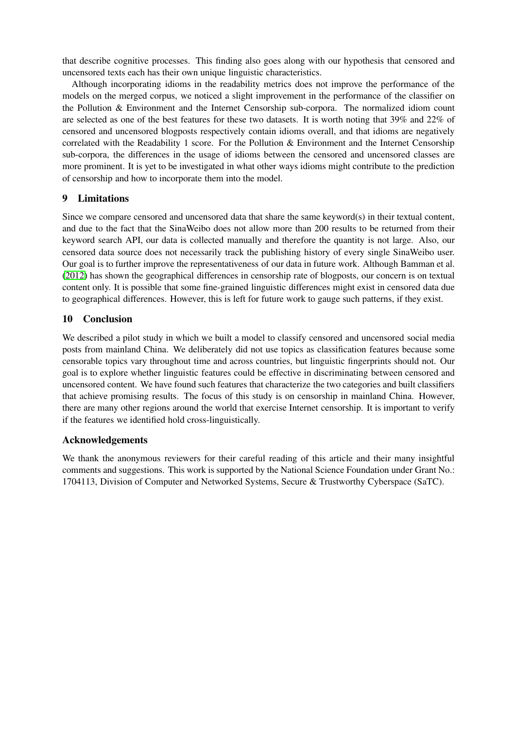that describe cognitive processes. This finding also goes along with our hypothesis that censored and uncensored texts each has their own unique linguistic characteristics.

Although incorporating idioms in the readability metrics does not improve the performance of the models on the merged corpus, we noticed a slight improvement in the performance of the classifier on the Pollution & Environment and the Internet Censorship sub-corpora. The normalized idiom count are selected as one of the best features for these two datasets. It is worth noting that 39% and 22% of censored and uncensored blogposts respectively contain idioms overall, and that idioms are negatively correlated with the Readability 1 score. For the Pollution & Environment and the Internet Censorship sub-corpora, the differences in the usage of idioms between the censored and uncensored classes are more prominent. It is yet to be investigated in what other ways idioms might contribute to the prediction of censorship and how to incorporate them into the model.

## 9 Limitations

Since we compare censored and uncensored data that share the same keyword(s) in their textual content, and due to the fact that the SinaWeibo does not allow more than 200 results to be returned from their keyword search API, our data is collected manually and therefore the quantity is not large. Also, our censored data source does not necessarily track the publishing history of every single SinaWeibo user. Our goal is to further improve the representativeness of our data in future work. Although Bamman et al. (2012) has shown the geographical differences in censorship rate of blogposts, our concern is on textual content only. It is possible that some fine-grained linguistic differences might exist in censored data due to geographical differences. However, this is left for future work to gauge such patterns, if they exist.

## 10 Conclusion

We described a pilot study in which we built a model to classify censored and uncensored social media posts from mainland China. We deliberately did not use topics as classification features because some censorable topics vary throughout time and across countries, but linguistic fingerprints should not. Our goal is to explore whether linguistic features could be effective in discriminating between censored and uncensored content. We have found such features that characterize the two categories and built classifiers that achieve promising results. The focus of this study is on censorship in mainland China. However, there are many other regions around the world that exercise Internet censorship. It is important to verify if the features we identified hold cross-linguistically.

## Acknowledgements

We thank the anonymous reviewers for their careful reading of this article and their many insightful comments and suggestions. This work is supported by the National Science Foundation under Grant No.: 1704113, Division of Computer and Networked Systems, Secure & Trustworthy Cyberspace (SaTC).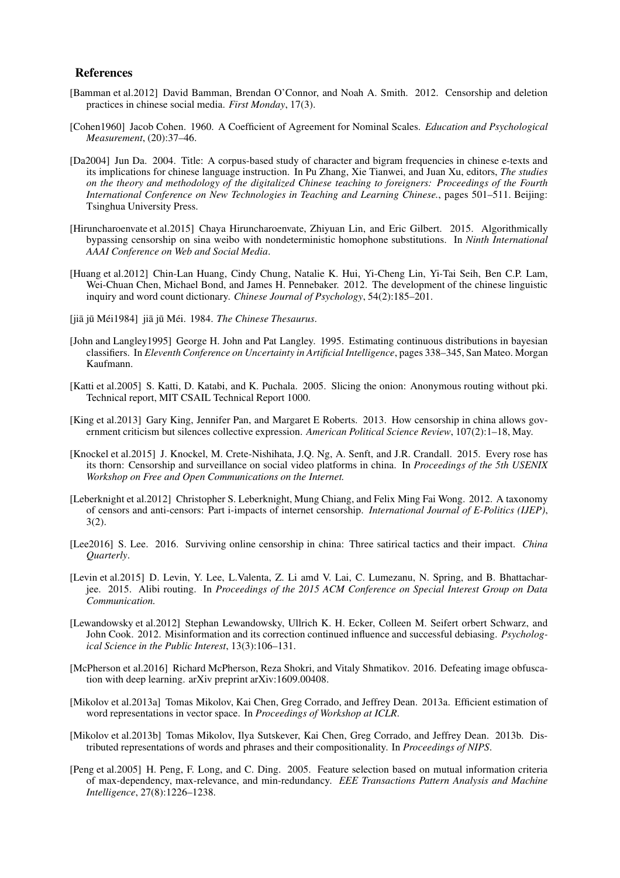## References

[Bamman et al.2012] David Bamman, Brendan O'Connor, and Noah A. Smith. 2012. Censorship and deletion practices in chinese social media. *First Monday*, 17(3).

[Cohen1960] Jacob Cohen. 1960. A Coefficient of Agreement for Nominal Scales. *Education and Psychological Measurement*, (20):37–46.

[Da2004] Jun Da. 2004. Title: A corpus-based study of character and bigram frequencies in chinese e-texts and its implications for chinese language instruction. In Pu Zhang, Xie Tianwei, and Juan Xu, editors, *The studies on the theory and methodology of the digitalized Chinese teaching to foreigners: Proceedings of the Fourth International Conference on New Technologies in Teaching and Learning Chinese.*, pages 501–511. Beijing: Tsinghua University Press.

[Hiruncharoenvate et al.2015] Chaya Hiruncharoenvate, Zhiyuan Lin, and Eric Gilbert. 2015. Algorithmically bypassing censorship on sina weibo with nondeterministic homophone substitutions. In *Ninth International AAAI Conference on Web and Social Media*.

[Huang et al.2012] Chin-Lan Huang, Cindy Chung, Natalie K. Hui, Yi-Cheng Lin, Yi-Tai Seih, Ben C.P. Lam, Wei-Chuan Chen, Michael Bond, and James H. Pennebaker. 2012. The development of the chinese linguistic inquiry and word count dictionary. *Chinese Journal of Psychology*, 54(2):185–201.

[jiā jū Méi1984] jiā jū Méi. 1984. *The Chinese Thesaurus*.

[John and Langley1995] George H. John and Pat Langley. 1995. Estimating continuous distributions in bayesian classifiers. In *Eleventh Conference on Uncertainty in Artificial Intelligence*, pages 338–345, San Mateo. Morgan Kaufmann.

[Katti et al.2005] S. Katti, D. Katabi, and K. Puchala. 2005. Slicing the onion: Anonymous routing without pki. Technical report, MIT CSAIL Technical Report 1000.

[King et al.2013] Gary King, Jennifer Pan, and Margaret E Roberts. 2013. How censorship in china allows government criticism but silences collective expression. *American Political Science Review*, 107(2):1–18, May.

[Knockel et al.2015] J. Knockel, M. Crete-Nishihata, J.Q. Ng, A. Senft, and J.R. Crandall. 2015. Every rose has its thorn: Censorship and surveillance on social video platforms in china. In *Proceedings of the 5th USENIX Workshop on Free and Open Communications on the Internet.*

[Leberknight et al.2012] Christopher S. Leberknight, Mung Chiang, and Felix Ming Fai Wong. 2012. A taxonomy of censors and anti-censors: Part i-impacts of internet censorship. *International Journal of E-Politics (IJEP)*, 3(2).

[Lee2016] S. Lee. 2016. Surviving online censorship in china: Three satirical tactics and their impact. *China Quarterly*.

[Levin et al.2015] D. Levin, Y. Lee, L.Valenta, Z. Li amd V. Lai, C. Lumezanu, N. Spring, and B. Bhattacharjee. 2015. Alibi routing. In *Proceedings of the 2015 ACM Conference on Special Interest Group on Data Communication.*

[Lewandowsky et al.2012] Stephan Lewandowsky, Ullrich K. H. Ecker, Colleen M. Seifert orbert Schwarz, and John Cook. 2012. Misinformation and its correction continued influence and successful debiasing. *Psychological Science in the Public Interest*, 13(3):106–131.

[McPherson et al.2016] Richard McPherson, Reza Shokri, and Vitaly Shmatikov. 2016. Defeating image obfuscation with deep learning. arXiv preprint arXiv:1609.00408.

[Mikolov et al.2013a] Tomas Mikolov, Kai Chen, Greg Corrado, and Jeffrey Dean. 2013a. Efficient estimation of word representations in vector space. In *Proceedings of Workshop at ICLR*.

[Mikolov et al.2013b] Tomas Mikolov, Ilya Sutskever, Kai Chen, Greg Corrado, and Jeffrey Dean. 2013b. Distributed representations of words and phrases and their compositionality. In *Proceedings of NIPS*.

[Peng et al.2005] H. Peng, F. Long, and C. Ding. 2005. Feature selection based on mutual information criteria of max-dependency, max-relevance, and min-redundancy. *EEE Transactions Pattern Analysis and Machine Intelligence*, 27(8):1226–1238.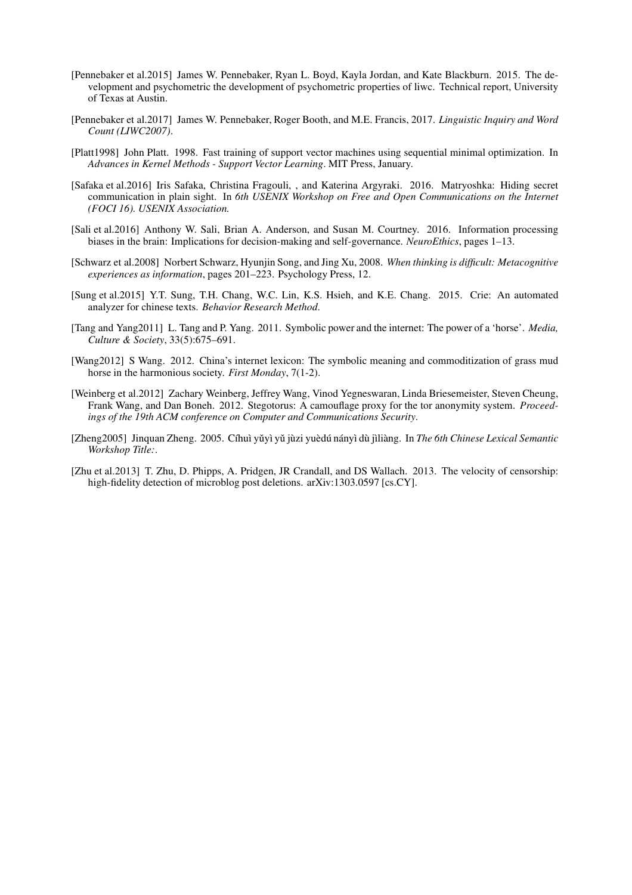[Pennebaker et al.2015] James W. Pennebaker, Ryan L. Boyd, Kayla Jordan, and Kate Blackburn. 2015. The development and psychometric the development of psychometric properties of liwc. Technical report, University of Texas at Austin.

[Pennebaker et al.2017] James W. Pennebaker, Roger Booth, and M.E. Francis, 2017. *Linguistic Inquiry and Word Count (LIWC2007)*.

[Platt1998] John Platt. 1998. Fast training of support vector machines using sequential minimal optimization. In *Advances in Kernel Methods - Support Vector Learning*. MIT Press, January.

[Safaka et al.2016] Iris Safaka, Christina Fragouli, , and Katerina Argyraki. 2016. Matryoshka: Hiding secret communication in plain sight. In *6th USENIX Workshop on Free and Open Communications on the Internet (FOCI 16). USENIX Association.*

[Sali et al.2016] Anthony W. Sali, Brian A. Anderson, and Susan M. Courtney. 2016. Information processing biases in the brain: Implications for decision-making and self-governance. *NeuroEthics*, pages 1–13.

[Schwarz et al.2008] Norbert Schwarz, Hyunjin Song, and Jing Xu, 2008. *When thinking is difficult: Metacognitive experiences as information*, pages 201–223. Psychology Press, 12.

[Sung et al.2015] Y.T. Sung, T.H. Chang, W.C. Lin, K.S. Hsieh, and K.E. Chang. 2015. Crie: An automated analyzer for chinese texts. *Behavior Research Method*.

[Tang and Yang2011] L. Tang and P. Yang. 2011. Symbolic power and the internet: The power of a 'horse'. *Media, Culture & Society*, 33(5):675–691.

[Wang2012] S Wang. 2012. China's internet lexicon: The symbolic meaning and commoditization of grass mud horse in the harmonious society. *First Monday*, 7(1-2).

[Weinberg et al.2012] Zachary Weinberg, Jeffrey Wang, Vinod Yegneswaran, Linda Briesemeister, Steven Cheung, Frank Wang, and Dan Boneh. 2012. Stegotorus: A camouflage proxy for the tor anonymity system. *Proceedings of the 19th ACM conference on Computer and Communications Security*.

[Zheng2005] Jinquan Zheng. 2005. Cíhuì yǔyì yǔ jùzi yuèdú nányì dù jìliàng. In *The 6th Chinese Lexical Semantic Workshop Title:*.

[Zhu et al.2013] T. Zhu, D. Phipps, A. Pridgen, JR Crandall, and DS Wallach. 2013. The velocity of censorship: high-fidelity detection of microblog post deletions. arXiv:1303.0597 [cs.CY].